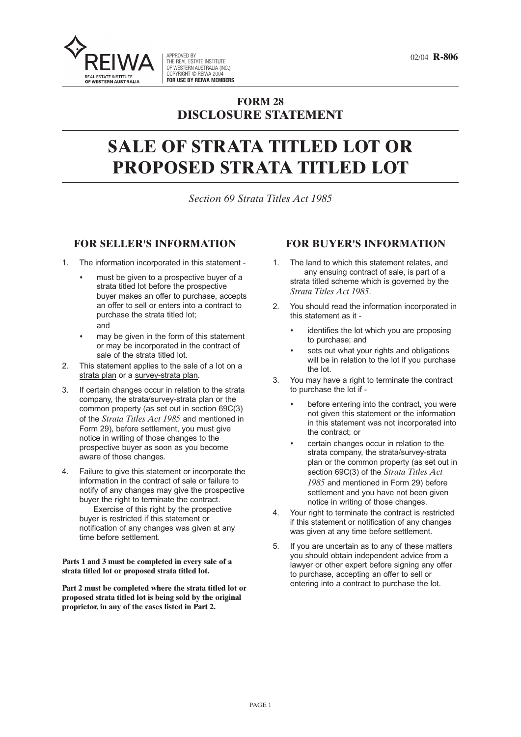REIWA

REAL ESTATE INSTITUTE OF WESTERN AUSTRALIA

APPROVED BY THE REAL ESTATE INSTITUTE OF WESTERN AUSTRALIA (INC.) COPYRIGHT © REIWA 2004 **FOR USE BY REIWA MEMBERS**

02/04 **R-806**

## FORM 28
## DISCLOSURE STATEMENT

# SALE OF STRATA TITLED LOT OR PROPOSED STRATA TITLED LOT

*Section 69 Strata Titles Act 1985*

### FOR SELLER'S INFORMATION

1. The information incorporated in this statement -
   - must be given to a prospective buyer of a strata titled lot before the prospective buyer makes an offer to purchase, accepts an offer to sell or enters into a contract to purchase the strata titled lot; and
   - may be given in the form of this statement or may be incorporated in the contract of sale of the strata titled lot.
2. This statement applies to the sale of a lot on a strata plan or a survey-strata plan.
3. If certain changes occur in relation to the strata company, the strata/survey-strata plan or the common property (as set out in section 69C(3) of the *Strata Titles Act 1985* and mentioned in Form 29), before settlement, you must give notice in writing of those changes to the prospective buyer as soon as you become aware of those changes.
4. Failure to give this statement or incorporate the information in the contract of sale or failure to notify of any changes may give the prospective buyer the right to terminate the contract. Exercise of this right by the prospective buyer is restricted if this statement or notification of any changes was given at any time before settlement.

---

**Parts 1 and 3 must be completed in every sale of a strata titled lot or proposed strata titled lot.**

**Part 2 must be completed where the strata titled lot or proposed strata titled lot is being sold by the original proprietor, in any of the cases listed in Part 2.**

### FOR BUYER'S INFORMATION

1. The land to which this statement relates, and any ensuing contract of sale, is part of a strata titled scheme which is governed by the *Strata Titles Act 1985*.
2. You should read the information incorporated in this statement as it -
   - identifies the lot which you are proposing to purchase; and
   - sets out what your rights and obligations will be in relation to the lot if you purchase the lot.
3. You may have a right to terminate the contract to purchase the lot if -
   - before entering into the contract, you were not given this statement or the information in this statement was not incorporated into the contract; or
   - certain changes occur in relation to the strata company, the strata/survey-strata plan or the common property (as set out in section 69C(3) of the *Strata Titles Act 1985* and mentioned in Form 29) before settlement and you have not been given notice in writing of those changes.
4. Your right to terminate the contract is restricted if this statement or notification of any changes was given at any time before settlement.
5. If you are uncertain as to any of these matters you should obtain independent advice from a lawyer or other expert before signing any offer to purchase, accepting an offer to sell or entering into a contract to purchase the lot.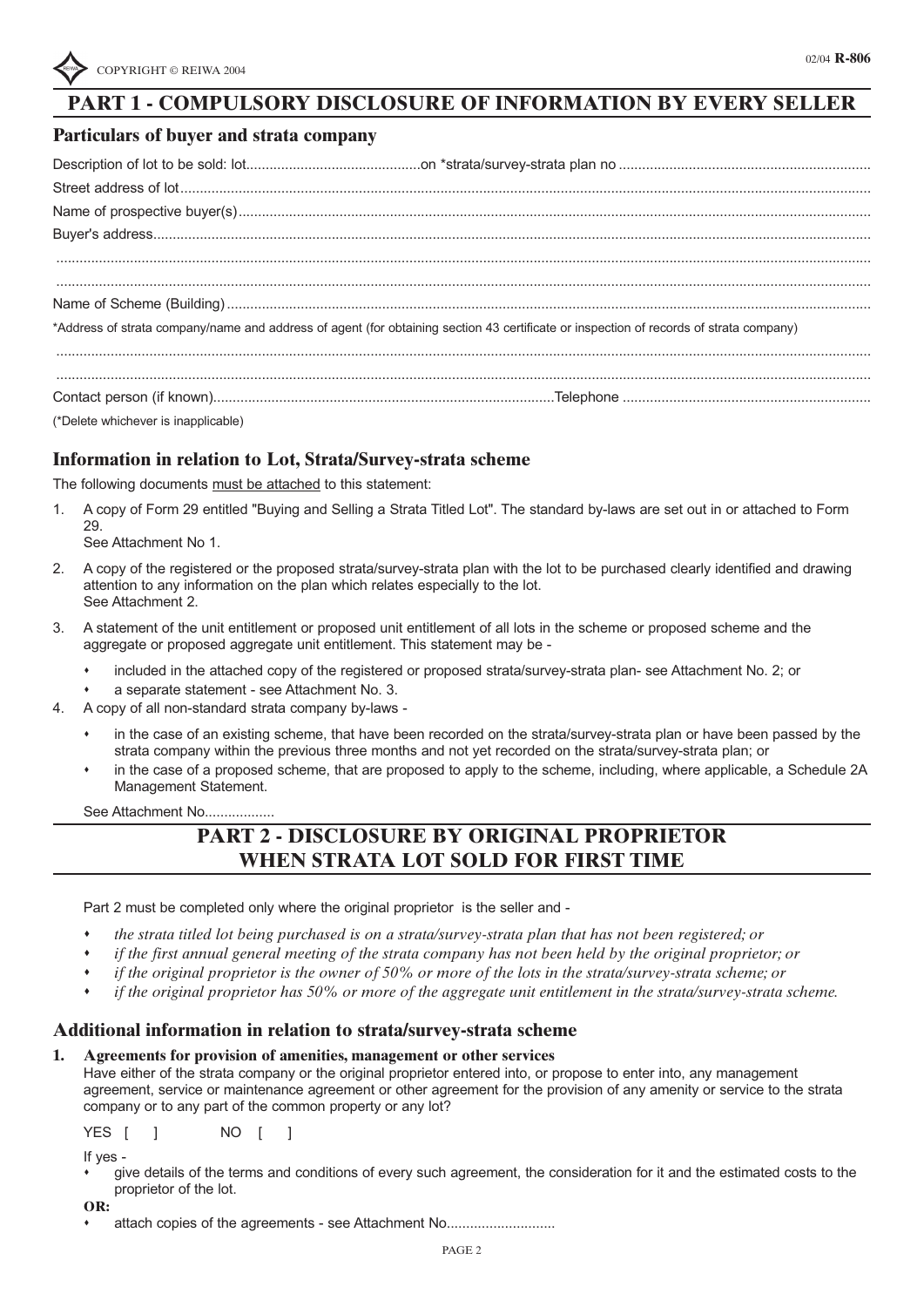# PART 1 - COMPULSORY DISCLOSURE OF INFORMATION BY EVERY SELLER

## Particulars of buyer and strata company

Description of lot to be sold: lot............................................on *strata/survey-strata plan no ................................................................

Street address of lot...............................................................................................................................................................

Name of prospective buyer(s)................................................................................................................................................

Buyer's address......................................................................................................................................................................

.............................................................................................................................................................................................

.............................................................................................................................................................................................

Name of Scheme (Building)....................................................................................................................................................

*Address of strata company/name and address of agent (for obtaining section 43 certificate or inspection of records of strata company)

.............................................................................................................................................................................................

.............................................................................................................................................................................................

Contact person (if known)........................................................................................Telephone ................................................................

(*Delete whichever is inapplicable)

## Information in relation to Lot, Strata/Survey-strata scheme

The following documents must be attached to this statement:

1. A copy of Form 29 entitled "Buying and Selling a Strata Titled Lot". The standard by-laws are set out in or attached to Form 29.
   See Attachment No 1.
2. A copy of the registered or the proposed strata/survey-strata plan with the lot to be purchased clearly identified and drawing attention to any information on the plan which relates especially to the lot.
   See Attachment 2.
3. A statement of the unit entitlement or proposed unit entitlement of all lots in the scheme or proposed scheme and the aggregate or proposed aggregate unit entitlement. This statement may be -
   - included in the attached copy of the registered or proposed strata/survey-strata plan- see Attachment No. 2; or
   - a separate statement - see Attachment No. 3.
4. A copy of all non-standard strata company by-laws -
   - in the case of an existing scheme, that have been recorded on the strata/survey-strata plan or have been passed by the strata company within the previous three months and not yet recorded on the strata/survey-strata plan; or
   - in the case of a proposed scheme, that are proposed to apply to the scheme, including, where applicable, a Schedule 2A Management Statement.

   See Attachment No..................

# PART 2 - DISCLOSURE BY ORIGINAL PROPRIETOR WHEN STRATA LOT SOLD FOR FIRST TIME

Part 2 must be completed only where the original proprietor is the seller and -

- *the strata titled lot being purchased is on a strata/survey-strata plan that has not been registered; or*
- *if the first annual general meeting of the strata company has not been held by the original proprietor; or*
- *if the original proprietor is the owner of 50% or more of the lots in the strata/survey-strata scheme; or*
- *if the original proprietor has 50% or more of the aggregate unit entitlement in the strata/survey-strata scheme.*

## Additional information in relation to strata/survey-strata scheme

**1. Agreements for provision of amenities, management or other services**

Have either of the strata company or the original proprietor entered into, or propose to enter into, any management agreement, service or maintenance agreement or other agreement for the provision of any amenity or service to the strata company or to any part of the common property or any lot?

YES [ ]     NO [ ]

If yes -

- give details of the terms and conditions of every such agreement, the consideration for it and the estimated costs to the proprietor of the lot.

**OR:**

- attach copies of the agreements - see Attachment No............................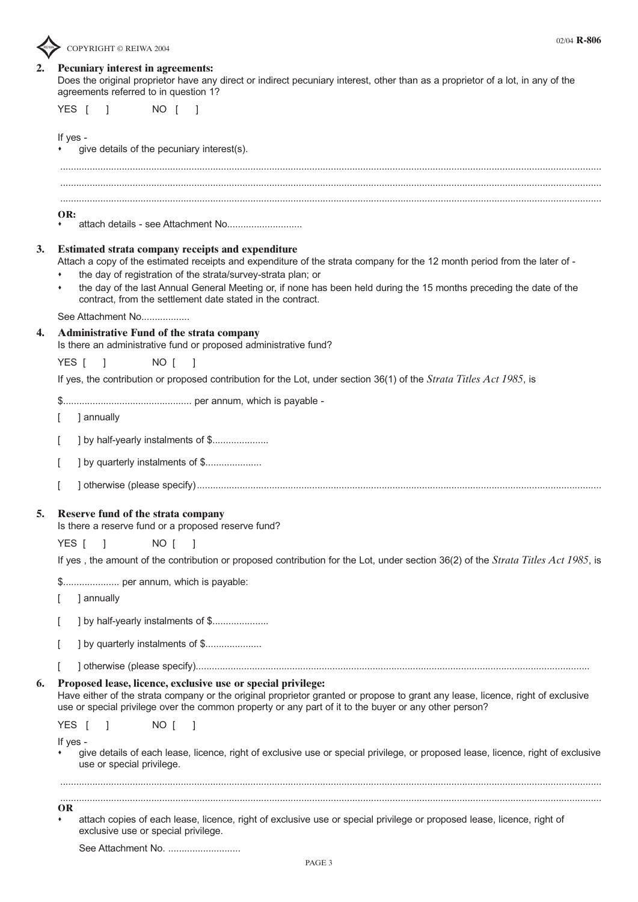**2. Pecuniary interest in agreements:**

Does the original proprietor have any direct or indirect pecuniary interest, other than as a proprietor of a lot, in any of the agreements referred to in question 1?

YES [ ] NO [ ]

If yes -

- give details of the pecuniary interest(s).

..........................................................................................................................................................................................

..........................................................................................................................................................................................

..........................................................................................................................................................................................

**OR:**

- attach details - see Attachment No............................

**3. Estimated strata company receipts and expenditure**

Attach a copy of the estimated receipts and expenditure of the strata company for the 12 month period from the later of -

- the day of registration of the strata/survey-strata plan; or
- the day of the last Annual General Meeting or, if none has been held during the 15 months preceding the date of the contract, from the settlement date stated in the contract.

See Attachment No..................

**4. Administrative Fund of the strata company**

Is there an administrative fund or proposed administrative fund?

YES [ ] NO [ ]

If yes, the contribution or proposed contribution for the Lot, under section 36(1) of the *Strata Titles Act 1985*, is

$................................................ per annum, which is payable -

[ ] annually

[ ] by half-yearly instalments of $.....................

[ ] by quarterly instalments of $.....................

[ ] otherwise (please specify).....................................................................................................................................................

**5. Reserve fund of the strata company**

Is there a reserve fund or a proposed reserve fund?

YES [ ] NO [ ]

If yes , the amount of the contribution or proposed contribution for the Lot, under section 36(2) of the *Strata Titles Act 1985*, is

$..................... per annum, which is payable:

[ ] annually

[ ] by half-yearly instalments of $.....................

[ ] by quarterly instalments of $.....................

[ ] otherwise (please specify).................................................................................................................................................

**6. Proposed lease, licence, exclusive use or special privilege:**

Have either of the strata company or the original proprietor granted or propose to grant any lease, licence, right of exclusive use or special privilege over the common property or any part of it to the buyer or any other person?

YES [ ] NO [ ]

If yes -

- give details of each lease, licence, right of exclusive use or special privilege, or proposed lease, licence, right of exclusive use or special privilege.

..........................................................................................................................................................................................

..........................................................................................................................................................................................

**OR**

- attach copies of each lease, licence, right of exclusive use or special privilege or proposed lease, licence, right of exclusive use or special privilege.

  See Attachment No. ...........................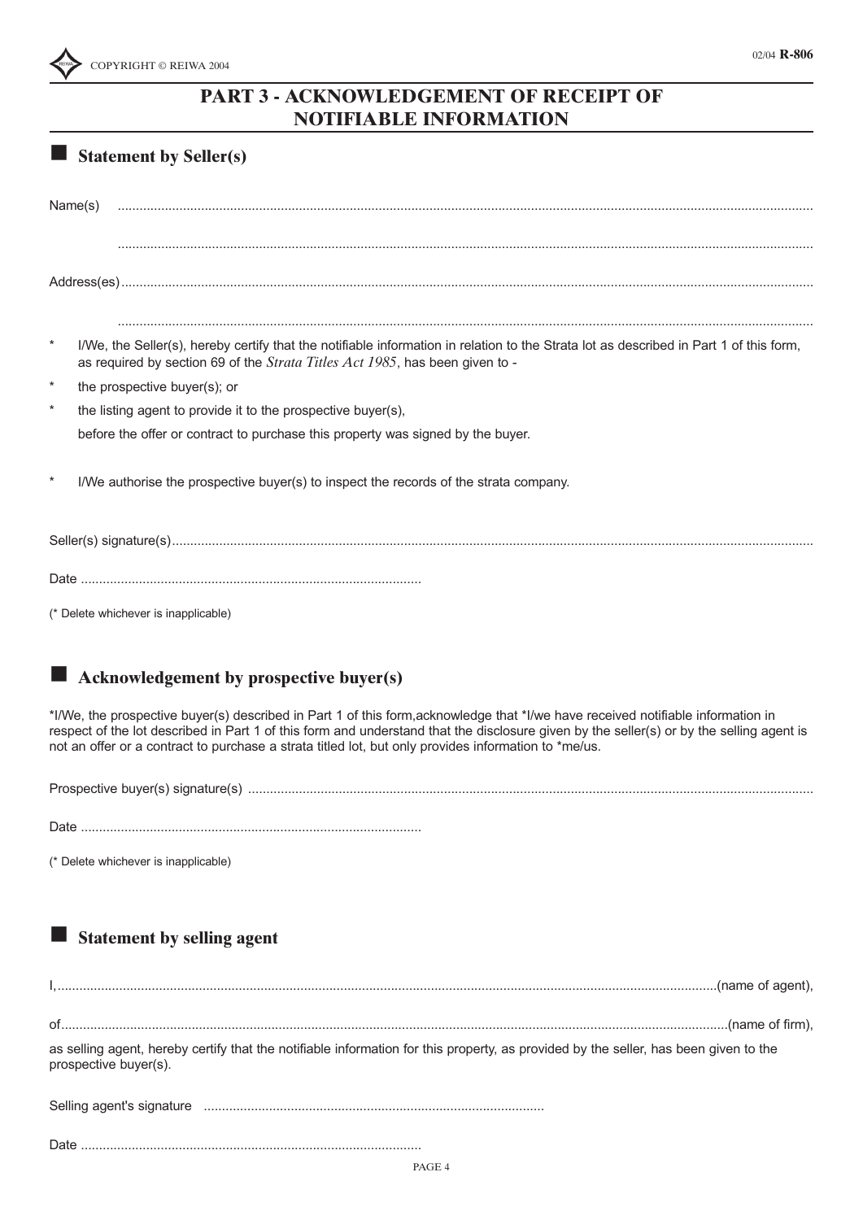# PART 3 - ACKNOWLEDGEMENT OF RECEIPT OF NOTIFIABLE INFORMATION

## Statement by Seller(s)

Name(s) ..........................................................................................................................................................................

..........................................................................................................................................................................

Address(es) ..........................................................................................................................................................................

..........................................................................................................................................................................

\* I/We, the Seller(s), hereby certify that the notifiable information in relation to the Strata lot as described in Part 1 of this form, as required by section 69 of the *Strata Titles Act 1985*, has been given to -

\* the prospective buyer(s); or

\* the listing agent to provide it to the prospective buyer(s),

before the offer or contract to purchase this property was signed by the buyer.

\* I/We authorise the prospective buyer(s) to inspect the records of the strata company.

Seller(s) signature(s) ..........................................................................................................................................................................

Date .............................................................................................

(* Delete whichever is inapplicable)

## Acknowledgement by prospective buyer(s)

*I/We, the prospective buyer(s) described in Part 1 of this form,acknowledge that *I/we have received notifiable information in respect of the lot described in Part 1 of this form and understand that the disclosure given by the seller(s) or by the selling agent is not an offer or a contract to purchase a strata titled lot, but only provides information to *me/us.

Prospective buyer(s) signature(s) ..........................................................................................................................................................................

Date .............................................................................................

(* Delete whichever is inapplicable)

## Statement by selling agent

I,..........................................................................................................................................................................(name of agent),

of..........................................................................................................................................................................(name of firm),

as selling agent, hereby certify that the notifiable information for this property, as provided by the seller, has been given to the prospective buyer(s).

Selling agent's signature .............................................................................................

Date .............................................................................................